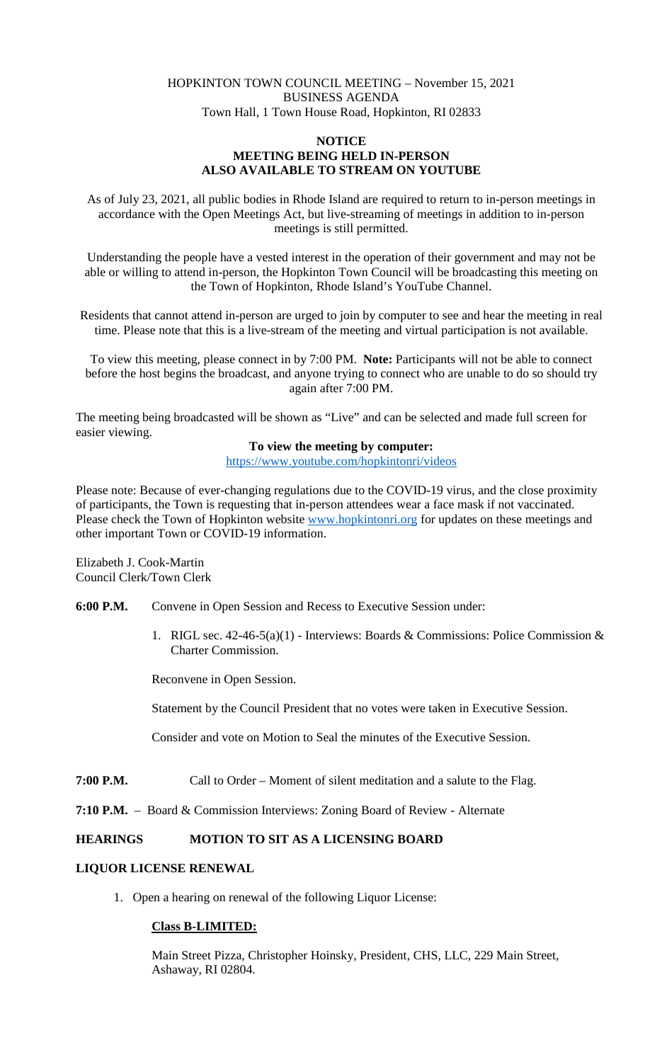HOPKINTON TOWN COUNCIL MEETING – November 15, 2021
BUSINESS AGENDA
Town Hall, 1 Town House Road, Hopkinton, RI 02833

**NOTICE**
**MEETING BEING HELD IN-PERSON**
**ALSO AVAILABLE TO STREAM ON YOUTUBE**

As of July 23, 2021, all public bodies in Rhode Island are required to return to in-person meetings in accordance with the Open Meetings Act, but live-streaming of meetings in addition to in-person meetings is still permitted.

Understanding the people have a vested interest in the operation of their government and may not be able or willing to attend in-person, the Hopkinton Town Council will be broadcasting this meeting on the Town of Hopkinton, Rhode Island's YouTube Channel.

Residents that cannot attend in-person are urged to join by computer to see and hear the meeting in real time. Please note that this is a live-stream of the meeting and virtual participation is not available.

To view this meeting, please connect in by 7:00 PM. **Note:** Participants will not be able to connect before the host begins the broadcast, and anyone trying to connect who are unable to do so should try again after 7:00 PM.

The meeting being broadcasted will be shown as "Live" and can be selected and made full screen for easier viewing.

**To view the meeting by computer:**
https://www.youtube.com/hopkintonri/videos

Please note: Because of ever-changing regulations due to the COVID-19 virus, and the close proximity of participants, the Town is requesting that in-person attendees wear a face mask if not vaccinated. Please check the Town of Hopkinton website www.hopkintonri.org for updates on these meetings and other important Town or COVID-19 information.

Elizabeth J. Cook-Martin
Council Clerk/Town Clerk

**6:00 P.M.** Convene in Open Session and Recess to Executive Session under:

1. RIGL sec. 42-46-5(a)(1) - Interviews: Boards & Commissions: Police Commission & Charter Commission.

Reconvene in Open Session.

Statement by the Council President that no votes were taken in Executive Session.

Consider and vote on Motion to Seal the minutes of the Executive Session.

**7:00 P.M.** Call to Order – Moment of silent meditation and a salute to the Flag.

**7:10 P.M.** – Board & Commission Interviews: Zoning Board of Review - Alternate

## HEARINGS MOTION TO SIT AS A LICENSING BOARD

### LIQUOR LICENSE RENEWAL

1. Open a hearing on renewal of the following Liquor License:

**Class B-LIMITED:**

Main Street Pizza, Christopher Hoinsky, President, CHS, LLC, 229 Main Street, Ashaway, RI 02804.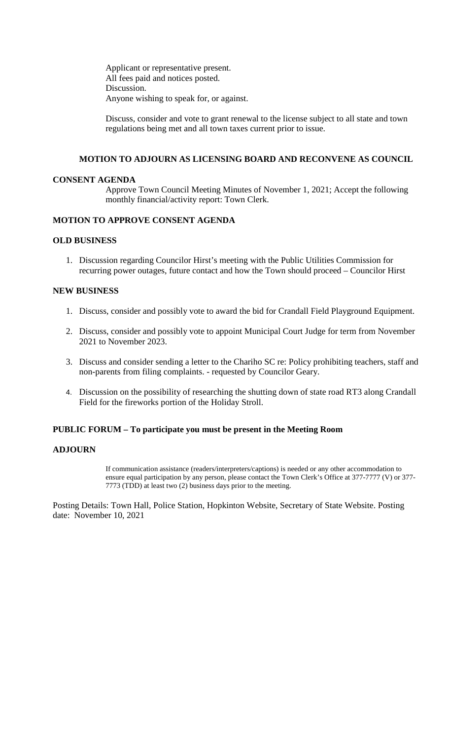Applicant or representative present.
All fees paid and notices posted.
Discussion.
Anyone wishing to speak for, or against.

Discuss, consider and vote to grant renewal to the license subject to all state and town regulations being met and all town taxes current prior to issue.

**MOTION TO ADJOURN AS LICENSING BOARD AND RECONVENE AS COUNCIL**

**CONSENT AGENDA**

Approve Town Council Meeting Minutes of November 1, 2021; Accept the following monthly financial/activity report: Town Clerk.

**MOTION TO APPROVE CONSENT AGENDA**

**OLD BUSINESS**

1. Discussion regarding Councilor Hirst's meeting with the Public Utilities Commission for recurring power outages, future contact and how the Town should proceed – Councilor Hirst

**NEW BUSINESS**

1. Discuss, consider and possibly vote to award the bid for Crandall Field Playground Equipment.
2. Discuss, consider and possibly vote to appoint Municipal Court Judge for term from November 2021 to November 2023.
3. Discuss and consider sending a letter to the Chariho SC re: Policy prohibiting teachers, staff and non-parents from filing complaints. - requested by Councilor Geary.
4. Discussion on the possibility of researching the shutting down of state road RT3 along Crandall Field for the fireworks portion of the Holiday Stroll.

**PUBLIC FORUM – To participate you must be present in the Meeting Room**

**ADJOURN**

If communication assistance (readers/interpreters/captions) is needed or any other accommodation to ensure equal participation by any person, please contact the Town Clerk's Office at 377-7777 (V) or 377-7773 (TDD) at least two (2) business days prior to the meeting.

Posting Details: Town Hall, Police Station, Hopkinton Website, Secretary of State Website. Posting date: November 10, 2021